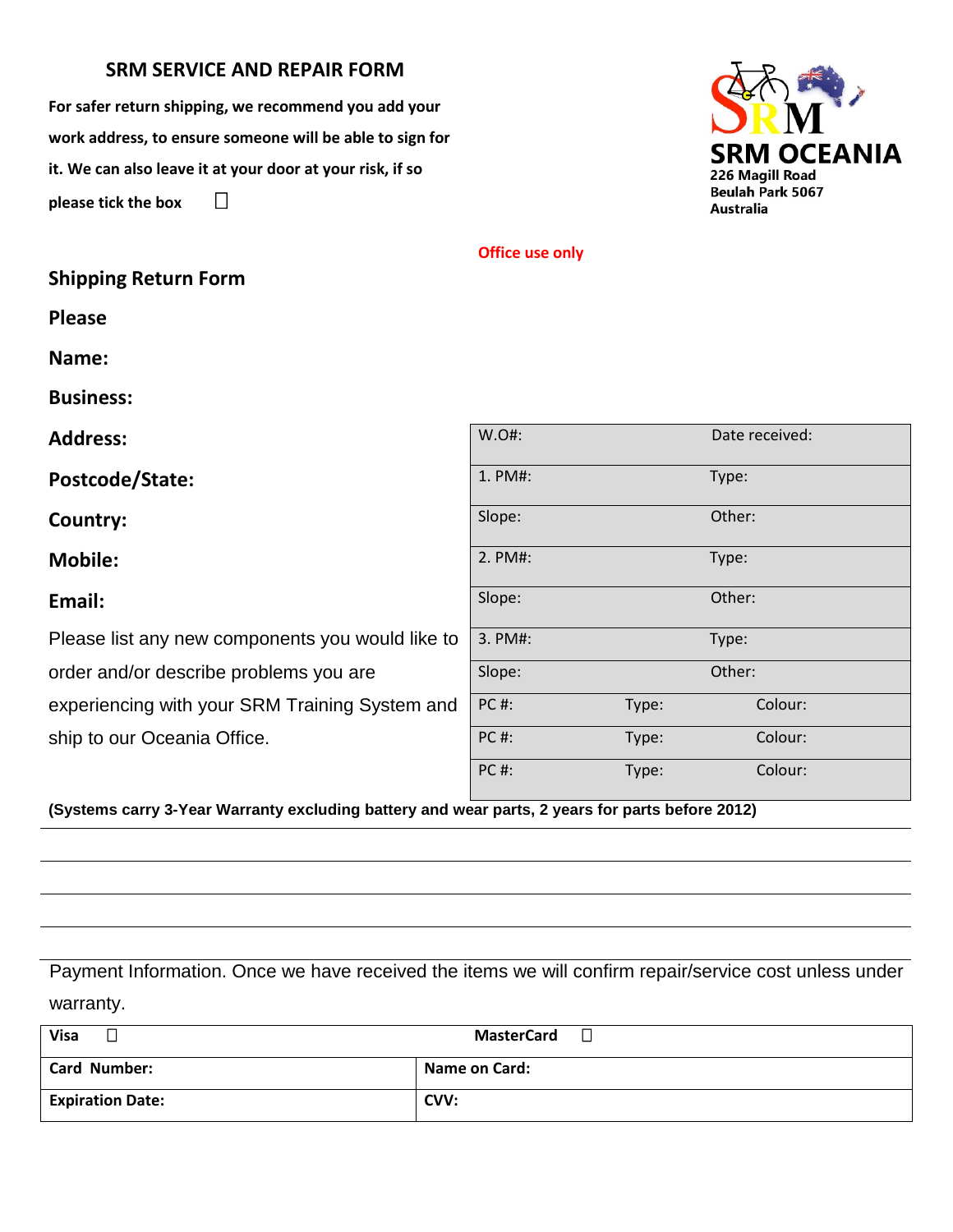## SRM SERVICE AND REPAIR FORM

**For safer return shipping, we recommend you add your work address, to ensure someone will be able to sign for it. We can also leave it at your door at your risk, if so please tick the box** ☐

**SRM OCEANIA**
**226 Magill Road**
**Beulah Park 5067**
**Australia**

Office use only

### Shipping Return Form

**Please**

**Name:**

**Business:**

**Address:**

**Postcode/State:**

**Country:**

**Mobile:**

**Email:**

Please list any new components you would like to order and/or describe problems you are experiencing with your SRM Training System and ship to our Oceania Office.

| W.O#: | | Date received: |
|---|---|---|
| 1. PM#: | | Type: |
| Slope: | | Other: |
| 2. PM#: | | Type: |
| Slope: | | Other: |
| 3. PM#: | | Type: |
| Slope: | | Other: |
| PC #: | Type: | Colour: |
| PC #: | Type: | Colour: |
| PC #: | Type: | Colour: |

**(Systems carry 3-Year Warranty excluding battery and wear parts, 2 years for parts before 2012)**

Payment Information. Once we have received the items we will confirm repair/service cost unless under warranty.

| **Visa** ☐ | **MasterCard** ☐ |
|---|---|
| **Card Number:** | **Name on Card:** |
| **Expiration Date:** | **CVV:** |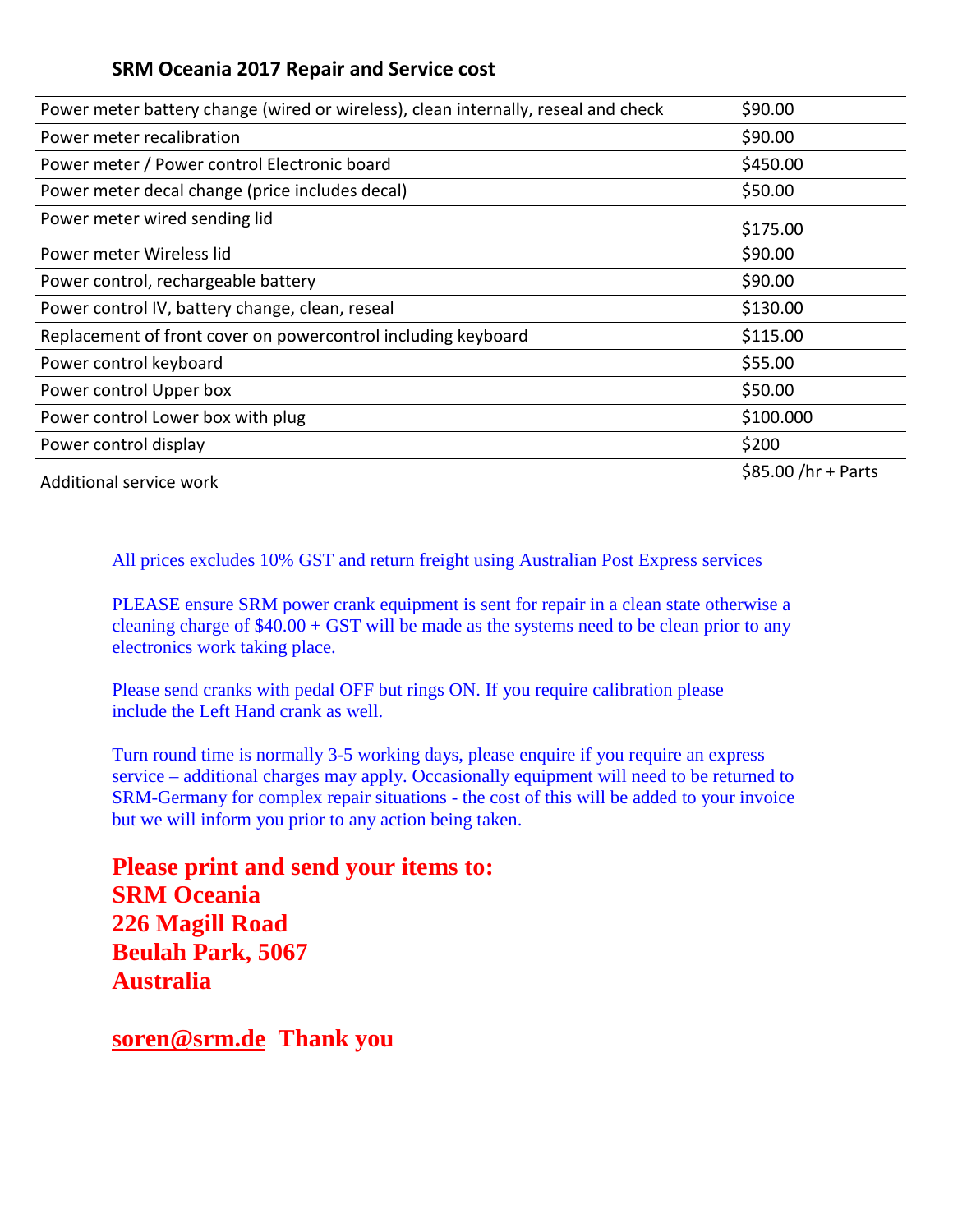## SRM Oceania 2017 Repair and Service cost

| | |
|---|---|
| Power meter battery change (wired or wireless), clean internally, reseal and check | $90.00 |
| Power meter recalibration | $90.00 |
| Power meter / Power control Electronic board | $450.00 |
| Power meter decal change (price includes decal) | $50.00 |
| Power meter wired sending lid | $175.00 |
| Power meter Wireless lid | $90.00 |
| Power control, rechargeable battery | $90.00 |
| Power control IV, battery change, clean, reseal | $130.00 |
| Replacement of front cover on powercontrol including keyboard | $115.00 |
| Power control keyboard | $55.00 |
| Power control Upper box | $50.00 |
| Power control Lower box with plug | $100.000 |
| Power control display | $200 |
| Additional service work | $85.00 /hr + Parts |

All prices excludes 10% GST and return freight using Australian Post Express services

PLEASE ensure SRM power crank equipment is sent for repair in a clean state otherwise a cleaning charge of $40.00 + GST will be made as the systems need to be clean prior to any electronics work taking place.

Please send cranks with pedal OFF but rings ON. If you require calibration please include the Left Hand crank as well.

Turn round time is normally 3-5 working days, please enquire if you require an express service – additional charges may apply. Occasionally equipment will need to be returned to SRM-Germany for complex repair situations - the cost of this will be added to your invoice but we will inform you prior to any action being taken.

**Please print and send your items to:**
**SRM Oceania**
**226 Magill Road**
**Beulah Park, 5067**
**Australia**

**soren@srm.de Thank you**